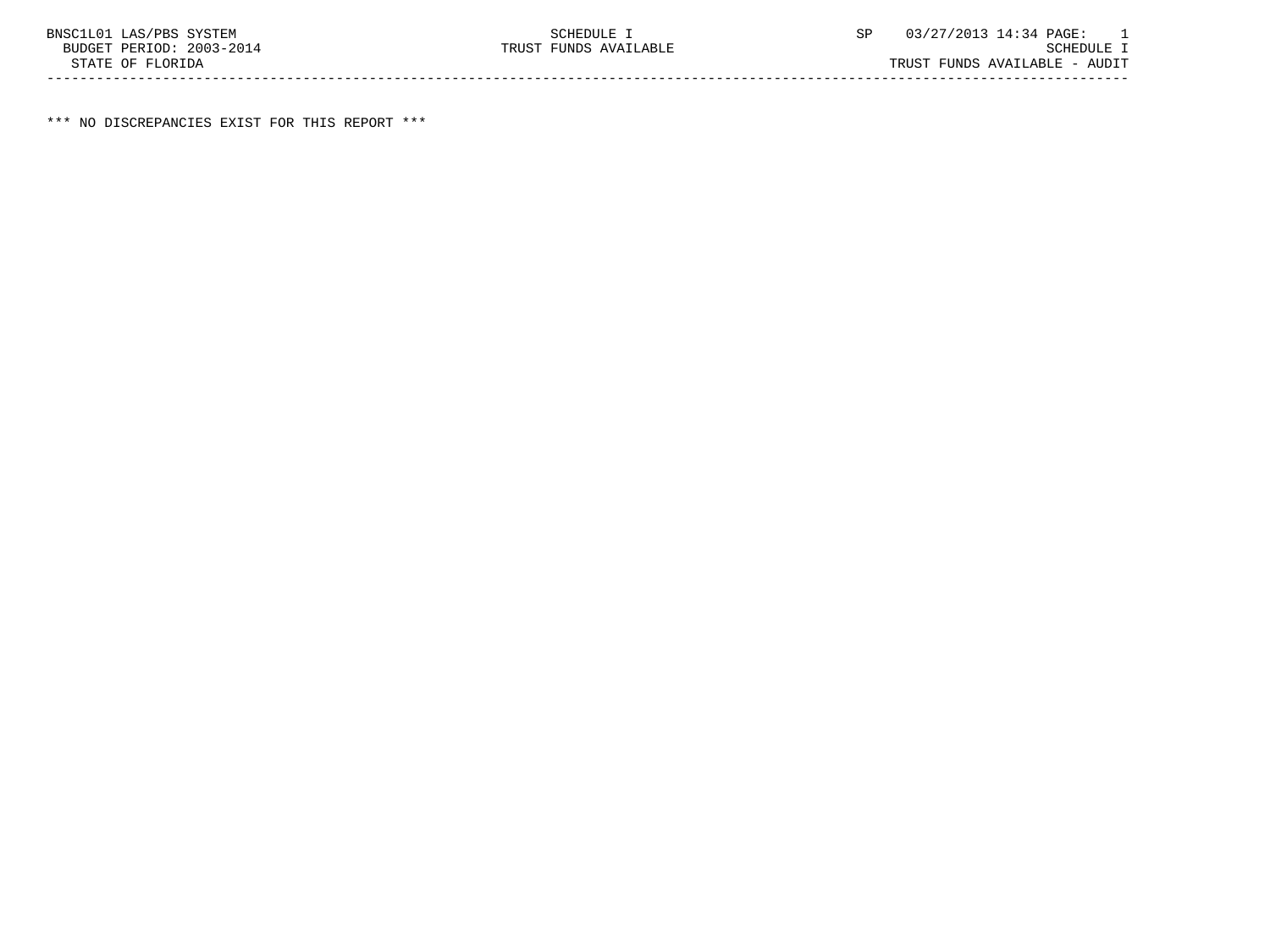BNSC1L01 LAS/PBS SYSTEM
BUDGET PERIOD: 2003-2014
STATE OF FLORIDA

SCHEDULE I
TRUST FUNDS AVAILABLE

SP 03/27/2013 14:34 PAGE: 1
SCHEDULE I
TRUST FUNDS AVAILABLE - AUDIT

---

*** NO DISCREPANCIES EXIST FOR THIS REPORT ***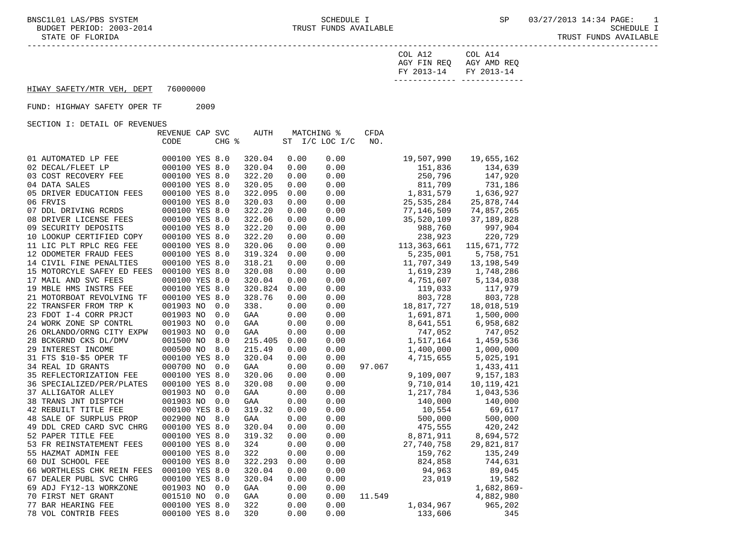BNSC1L01 LAS/PBS SYSTEM — SCHEDULE I — TRUST FUNDS AVAILABLE

BUDGET PERIOD: 2003-2014

STATE OF FLORIDA

SP 03/27/2013 14:34

## HIWAY SAFETY/MTR VEH, DEPT 76000000

FUND: HIGHWAY SAFETY OPER TF 2009

SECTION I: DETAIL OF REVENUES

| | REVENUE CODE | CAP | SVC CHG % | AUTH | MATCHING % ST | I/C LOC I/C | CFDA NO. | COL A12 AGY FIN REQ FY 2013-14 | COL A14 AGY AMD REQ FY 2013-14 |
|---|---|---|---|---|---|---|---|---|---|
| 01 AUTOMATED LP FEE | 000100 | YES | 8.0 | 320.04 | 0.00 | 0.00 | | 19,507,990 | 19,655,162 |
| 02 DECAL/FLEET LP | 000100 | YES | 8.0 | 320.04 | 0.00 | 0.00 | | 151,836 | 134,639 |
| 03 COST RECOVERY FEE | 000100 | YES | 8.0 | 322.20 | 0.00 | 0.00 | | 250,796 | 147,920 |
| 04 DATA SALES | 000100 | YES | 8.0 | 320.05 | 0.00 | 0.00 | | 811,709 | 731,186 |
| 05 DRIVER EDUCATION FEES | 000100 | YES | 8.0 | 322.095 | 0.00 | 0.00 | | 1,831,579 | 1,636,927 |
| 06 FRVIS | 000100 | YES | 8.0 | 320.03 | 0.00 | 0.00 | | 25,535,284 | 25,878,744 |
| 07 DDL DRIVING RCRDS | 000100 | YES | 8.0 | 322.20 | 0.00 | 0.00 | | 77,146,509 | 74,857,265 |
| 08 DRIVER LICENSE FEES | 000100 | YES | 8.0 | 322.06 | 0.00 | 0.00 | | 35,520,109 | 37,189,828 |
| 09 SECURITY DEPOSITS | 000100 | YES | 8.0 | 322.20 | 0.00 | 0.00 | | 988,760 | 997,904 |
| 10 LOOKUP CERTIFIED COPY | 000100 | YES | 8.0 | 322.20 | 0.00 | 0.00 | | 238,923 | 220,729 |
| 11 LIC PLT RPLC REG FEE | 000100 | YES | 8.0 | 320.06 | 0.00 | 0.00 | | 113,363,661 | 115,671,772 |
| 12 ODOMETER FRAUD FEES | 000100 | YES | 8.0 | 319.324 | 0.00 | 0.00 | | 5,235,001 | 5,758,751 |
| 14 CIVIL FINE PENALTIES | 000100 | YES | 8.0 | 318.21 | 0.00 | 0.00 | | 11,707,349 | 13,198,549 |
| 15 MOTORCYLE SAFEY ED FEES | 000100 | YES | 8.0 | 320.08 | 0.00 | 0.00 | | 1,619,239 | 1,748,286 |
| 17 MAIL AND SVC FEES | 000100 | YES | 8.0 | 320.04 | 0.00 | 0.00 | | 4,751,607 | 5,134,038 |
| 19 MBLE HMS INSTRS FEE | 000100 | YES | 8.0 | 320.824 | 0.00 | 0.00 | | 119,033 | 117,979 |
| 21 MOTORBOAT REVOLVING TF | 000100 | YES | 8.0 | 328.76 | 0.00 | 0.00 | | 803,728 | 803,728 |
| 22 TRANSFER FROM TRP K | 001903 | NO | 0.0 | 338. | 0.00 | 0.00 | | 18,817,727 | 18,018,519 |
| 23 FDOT I-4 CORR PRJCT | 001903 | NO | 0.0 | GAA | 0.00 | 0.00 | | 1,691,871 | 1,500,000 |
| 24 WORK ZONE SP CONTRL | 001903 | NO | 0.0 | GAA | 0.00 | 0.00 | | 8,641,551 | 6,958,682 |
| 26 ORLANDO/ORNG CITY EXPW | 001903 | NO | 0.0 | GAA | 0.00 | 0.00 | | 747,052 | 747,052 |
| 28 BCKGRND CKS DL/DMV | 001500 | NO | 8.0 | 215.405 | 0.00 | 0.00 | | 1,517,164 | 1,459,536 |
| 29 INTEREST INCOME | 000500 | NO | 8.0 | 215.49 | 0.00 | 0.00 | | 1,400,000 | 1,000,000 |
| 31 FTS $10-$5 OPER TF | 000100 | YES | 8.0 | 320.04 | 0.00 | 0.00 | | 4,715,655 | 5,025,191 |
| 34 REAL ID GRANTS | 000700 | NO | 0.0 | GAA | 0.00 | 0.00 | 97.067 | | 1,433,411 |
| 35 REFLECTORIZATION FEE | 000100 | YES | 8.0 | 320.06 | 0.00 | 0.00 | | 9,109,007 | 9,157,183 |
| 36 SPECIALIZED/PER/PLATES | 000100 | YES | 8.0 | 320.08 | 0.00 | 0.00 | | 9,710,014 | 10,119,421 |
| 37 ALLIGATOR ALLEY | 001903 | NO | 0.0 | GAA | 0.00 | 0.00 | | 1,217,784 | 1,043,536 |
| 38 TRANS JNT DISPTCH | 001903 | NO | 0.0 | GAA | 0.00 | 0.00 | | 140,000 | 140,000 |
| 42 REBUILT TITLE FEE | 000100 | YES | 8.0 | 319.32 | 0.00 | 0.00 | | 10,554 | 69,617 |
| 48 SALE OF SURPLUS PROP | 002900 | NO | 8.0 | GAA | 0.00 | 0.00 | | 500,000 | 500,000 |
| 49 DDL CRED CARD SVC CHRG | 000100 | YES | 8.0 | 320.04 | 0.00 | 0.00 | | 475,555 | 420,242 |
| 52 PAPER TITLE FEE | 000100 | YES | 8.0 | 319.32 | 0.00 | 0.00 | | 8,871,911 | 8,694,572 |
| 53 FR REINSTATEMENT FEES | 000100 | YES | 8.0 | 324 | 0.00 | 0.00 | | 27,740,758 | 29,821,817 |
| 55 HAZMAT ADMIN FEE | 000100 | YES | 8.0 | 322 | 0.00 | 0.00 | | 159,762 | 135,249 |
| 60 DUI SCHOOL FEE | 000100 | YES | 8.0 | 322.293 | 0.00 | 0.00 | | 824,858 | 744,631 |
| 66 WORTHLESS CHK REIN FEES | 000100 | YES | 8.0 | 320.04 | 0.00 | 0.00 | | 94,963 | 89,045 |
| 67 DEALER PUBL SVC CHRG | 000100 | YES | 8.0 | 320.04 | 0.00 | 0.00 | | 23,019 | 19,582 |
| 69 ADJ FY12-13 WORKZONE | 001903 | NO | 0.0 | GAA | 0.00 | 0.00 | | | 1,682,869- |
| 70 FIRST NET GRANT | 001510 | NO | 0.0 | GAA | 0.00 | 0.00 | 11.549 | | 4,882,980 |
| 77 BAR HEARING FEE | 000100 | YES | 8.0 | 322 | 0.00 | 0.00 | | 1,034,967 | 965,202 |
| 78 VOL CONTRIB FEES | 000100 | YES | 8.0 | 320 | 0.00 | 0.00 | | 133,606 | 345 |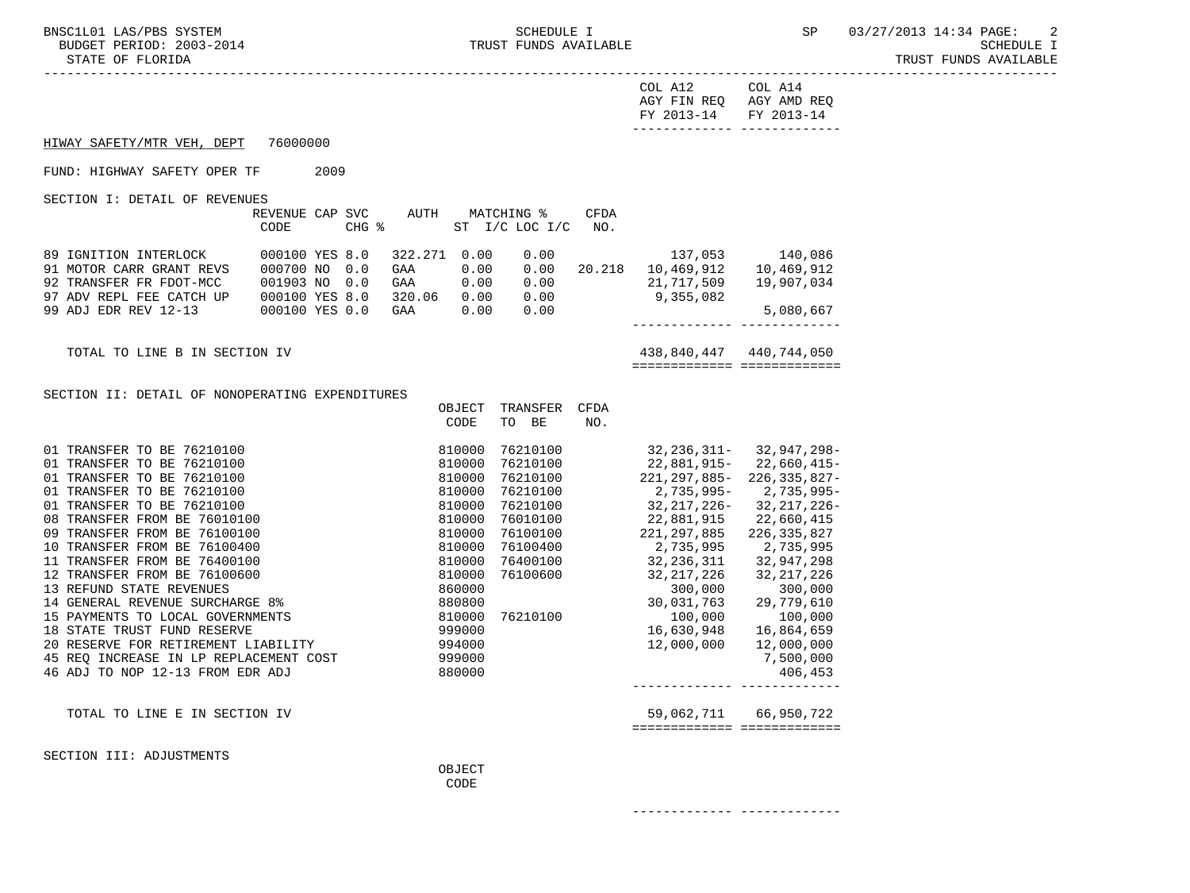COL A12 AGY FIN REQ FY 2013-14 | COL A14 AGY AMD REQ FY 2013-14

HIWAY SAFETY/MTR VEH, DEPT 76000000

FUND: HIGHWAY SAFETY OPER TF 2009

SECTION I: DETAIL OF REVENUES

| | REVENUE CODE | CAP | SVC CHG % | AUTH ST | MATCHING % I/C | LOC I/C | CFDA NO. | COL A12 AGY FIN REQ FY 2013-14 | COL A14 AGY AMD REQ FY 2013-14 |
|---|---|---|---|---|---|---|---|---|---|
| 89 IGNITION INTERLOCK | 000100 | YES | 8.0 | 322.271 | 0.00 | 0.00 | | 137,053 | 140,086 |
| 91 MOTOR CARR GRANT REVS | 000700 | NO | 0.0 | GAA | 0.00 | 0.00 | 20.218 | 10,469,912 | 10,469,912 |
| 92 TRANSFER FR FDOT-MCC | 001903 | NO | 0.0 | GAA | 0.00 | 0.00 | | 21,717,509 | 19,907,034 |
| 97 ADV REPL FEE CATCH UP | 000100 | YES | 8.0 | 320.06 | 0.00 | 0.00 | | 9,355,082 | |
| 99 ADJ EDR REV 12-13 | 000100 | YES | 0.0 | GAA | 0.00 | 0.00 | | | 5,080,667 |
| TOTAL TO LINE B IN SECTION IV | | | | | | | | 438,840,447 | 440,744,050 |

SECTION II: DETAIL OF NONOPERATING EXPENDITURES

| | OBJECT CODE | TRANSFER TO BE | CFDA NO. | COL A12 AGY FIN REQ FY 2013-14 | COL A14 AGY AMD REQ FY 2013-14 |
|---|---|---|---|---|---|
| 01 TRANSFER TO BE 76210100 | 810000 | 76210100 | | 32,236,311- | 32,947,298- |
| 01 TRANSFER TO BE 76210100 | 810000 | 76210100 | | 22,881,915- | 22,660,415- |
| 01 TRANSFER TO BE 76210100 | 810000 | 76210100 | | 221,297,885- | 226,335,827- |
| 01 TRANSFER TO BE 76210100 | 810000 | 76210100 | | 2,735,995- | 2,735,995- |
| 01 TRANSFER TO BE 76210100 | 810000 | 76210100 | | 32,217,226- | 32,217,226- |
| 08 TRANSFER FROM BE 76010100 | 810000 | 76010100 | | 22,881,915 | 22,660,415 |
| 09 TRANSFER FROM BE 76100100 | 810000 | 76100100 | | 221,297,885 | 226,335,827 |
| 10 TRANSFER FROM BE 76100400 | 810000 | 76100400 | | 2,735,995 | 2,735,995 |
| 11 TRANSFER FROM BE 76400100 | 810000 | 76400100 | | 32,236,311 | 32,947,298 |
| 12 TRANSFER FROM BE 76100600 | 810000 | 76100600 | | 32,217,226 | 32,217,226 |
| 13 REFUND STATE REVENUES | 860000 | | | 300,000 | 300,000 |
| 14 GENERAL REVENUE SURCHARGE 8% | 880800 | | | 30,031,763 | 29,779,610 |
| 15 PAYMENTS TO LOCAL GOVERNMENTS | 810000 | 76210100 | | 100,000 | 100,000 |
| 18 STATE TRUST FUND RESERVE | 999000 | | | 16,630,948 | 16,864,659 |
| 20 RESERVE FOR RETIREMENT LIABILITY | 994000 | | | 12,000,000 | 12,000,000 |
| 45 REQ INCREASE IN LP REPLACEMENT COST | 999000 | | | | 7,500,000 |
| 46 ADJ TO NOP 12-13 FROM EDR ADJ | 880000 | | | | 406,453 |
| TOTAL TO LINE E IN SECTION IV | | | | 59,062,711 | 66,950,722 |

SECTION III: ADJUSTMENTS

OBJECT CODE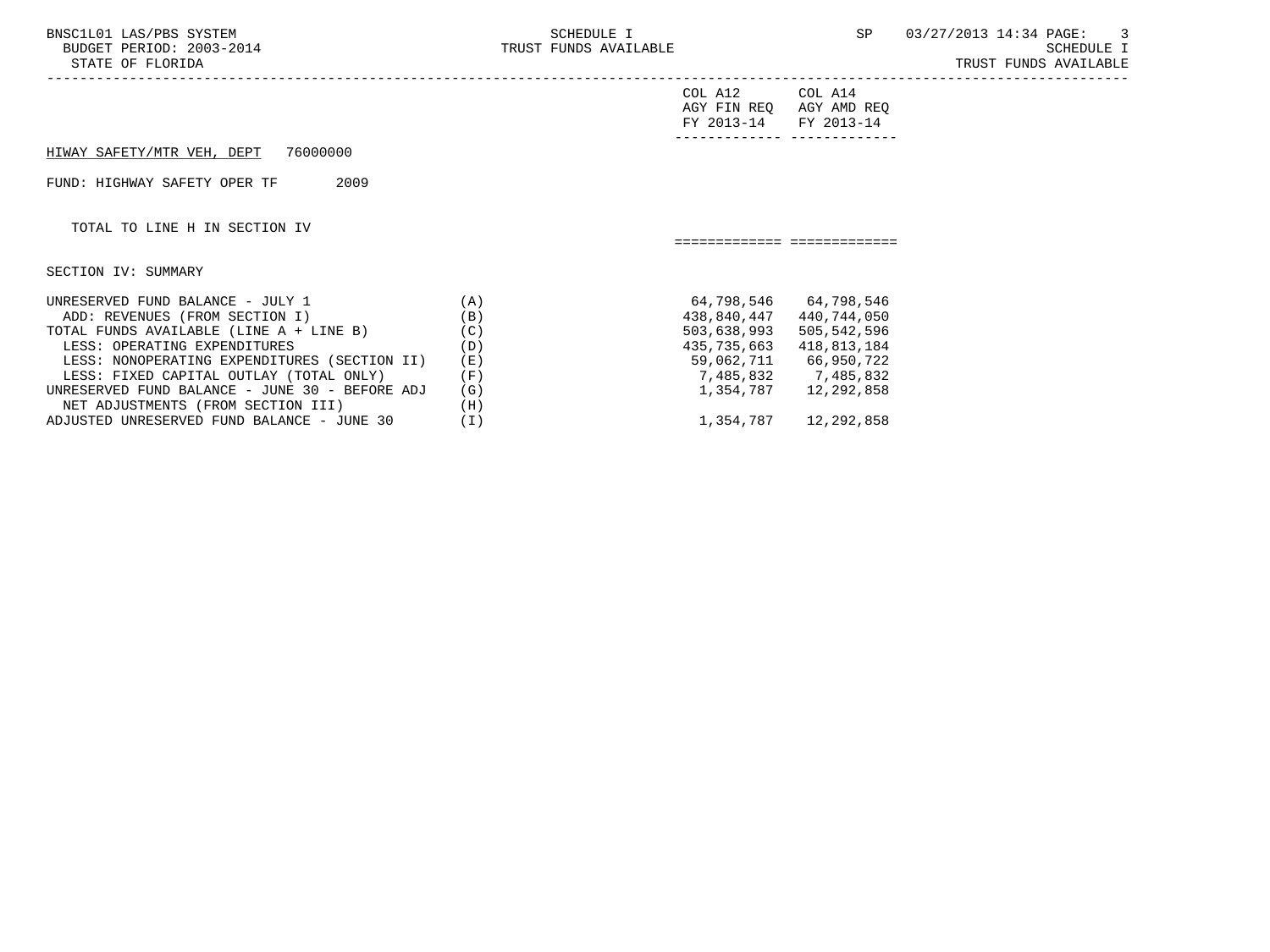HIWAY SAFETY/MTR VEH, DEPT 76000000

FUND: HIGHWAY SAFETY OPER TF 2009

TOTAL TO LINE H IN SECTION IV

SECTION IV: SUMMARY

| | | COL A12 AGY FIN REQ FY 2013-14 | COL A14 AGY AMD REQ FY 2013-14 |
|---|---|---|---|
| UNRESERVED FUND BALANCE - JULY 1 | (A) | 64,798,546 | 64,798,546 |
| ADD: REVENUES (FROM SECTION I) | (B) | 438,840,447 | 440,744,050 |
| TOTAL FUNDS AVAILABLE (LINE A + LINE B) | (C) | 503,638,993 | 505,542,596 |
| LESS: OPERATING EXPENDITURES | (D) | 435,735,663 | 418,813,184 |
| LESS: NONOPERATING EXPENDITURES (SECTION II) | (E) | 59,062,711 | 66,950,722 |
| LESS: FIXED CAPITAL OUTLAY (TOTAL ONLY) | (F) | 7,485,832 | 7,485,832 |
| UNRESERVED FUND BALANCE - JUNE 30 - BEFORE ADJ | (G) | 1,354,787 | 12,292,858 |
| NET ADJUSTMENTS (FROM SECTION III) | (H) | | |
| ADJUSTED UNRESERVED FUND BALANCE - JUNE 30 | (I) | 1,354,787 | 12,292,858 |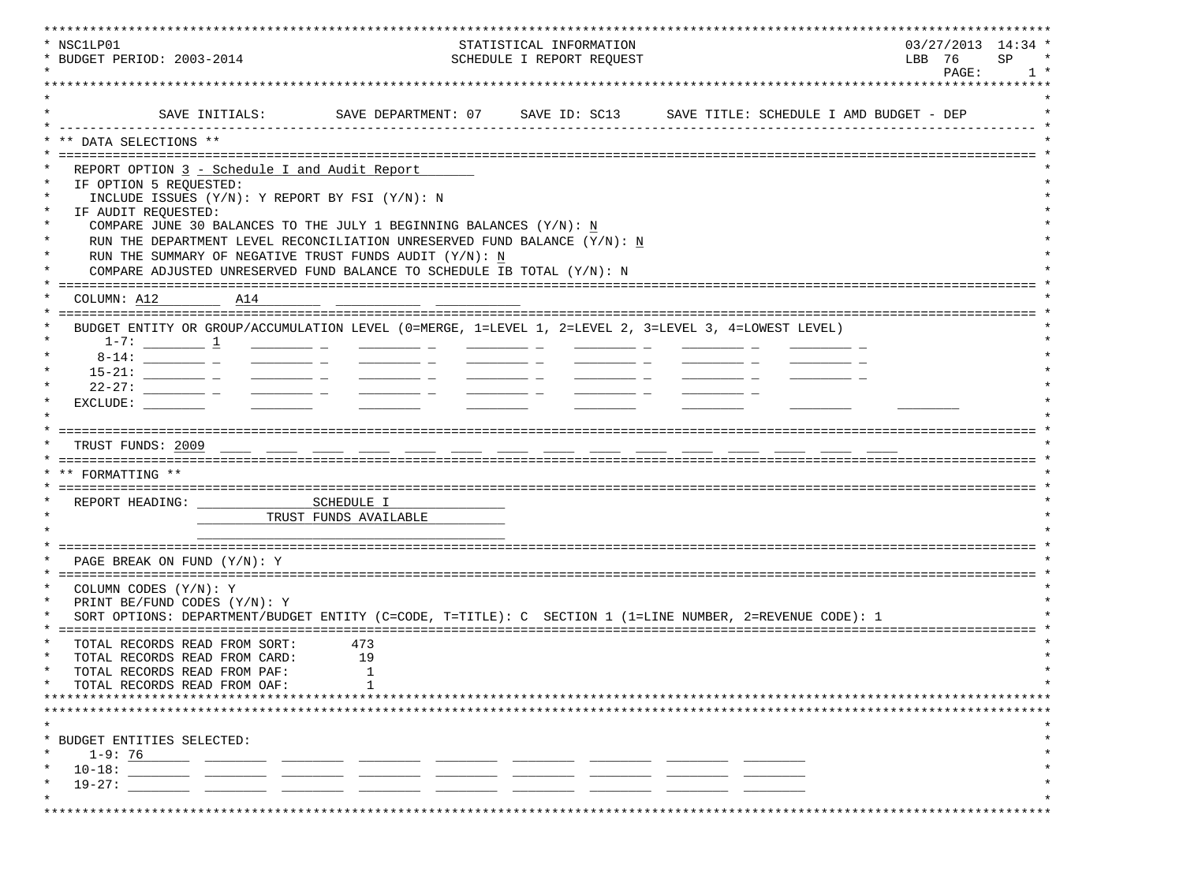NSC1LP01 STATISTICAL INFORMATION 03/27/2013 14:34
BUDGET PERIOD: 2003-2014 SCHEDULE I REPORT REQUEST LBB 76 SP

SAVE INITIALS: SAVE DEPARTMENT: 07 SAVE ID: SC13 SAVE TITLE: SCHEDULE I AMD BUDGET - DEP

** DATA SELECTIONS **

REPORT OPTION 3 - Schedule I and Audit Report
IF OPTION 5 REQUESTED:
INCLUDE ISSUES (Y/N): Y REPORT BY FSI (Y/N): N
IF AUDIT REQUESTED:
COMPARE JUNE 30 BALANCES TO THE JULY 1 BEGINNING BALANCES (Y/N): N
RUN THE DEPARTMENT LEVEL RECONCILIATION UNRESERVED FUND BALANCE (Y/N): N
RUN THE SUMMARY OF NEGATIVE TRUST FUNDS AUDIT (Y/N): N
COMPARE ADJUSTED UNRESERVED FUND BALANCE TO SCHEDULE IB TOTAL (Y/N): N

COLUMN: A12 A14

BUDGET ENTITY OR GROUP/ACCUMULATION LEVEL (0=MERGE, 1=LEVEL 1, 2=LEVEL 2, 3=LEVEL 3, 4=LOWEST LEVEL)
1-7: 1
8-14:
15-21:
22-27:
EXCLUDE:

TRUST FUNDS: 2009

** FORMATTING **

REPORT HEADING: SCHEDULE I
TRUST FUNDS AVAILABLE

PAGE BREAK ON FUND (Y/N): Y

COLUMN CODES (Y/N): Y
PRINT BE/FUND CODES (Y/N): Y
SORT OPTIONS: DEPARTMENT/BUDGET ENTITY (C=CODE, T=TITLE): C SECTION 1 (1=LINE NUMBER, 2=REVENUE CODE): 1

TOTAL RECORDS READ FROM SORT: 473
TOTAL RECORDS READ FROM CARD: 19
TOTAL RECORDS READ FROM PAF: 1
TOTAL RECORDS READ FROM OAF: 1

BUDGET ENTITIES SELECTED:
1-9: 76
10-18:
19-27: